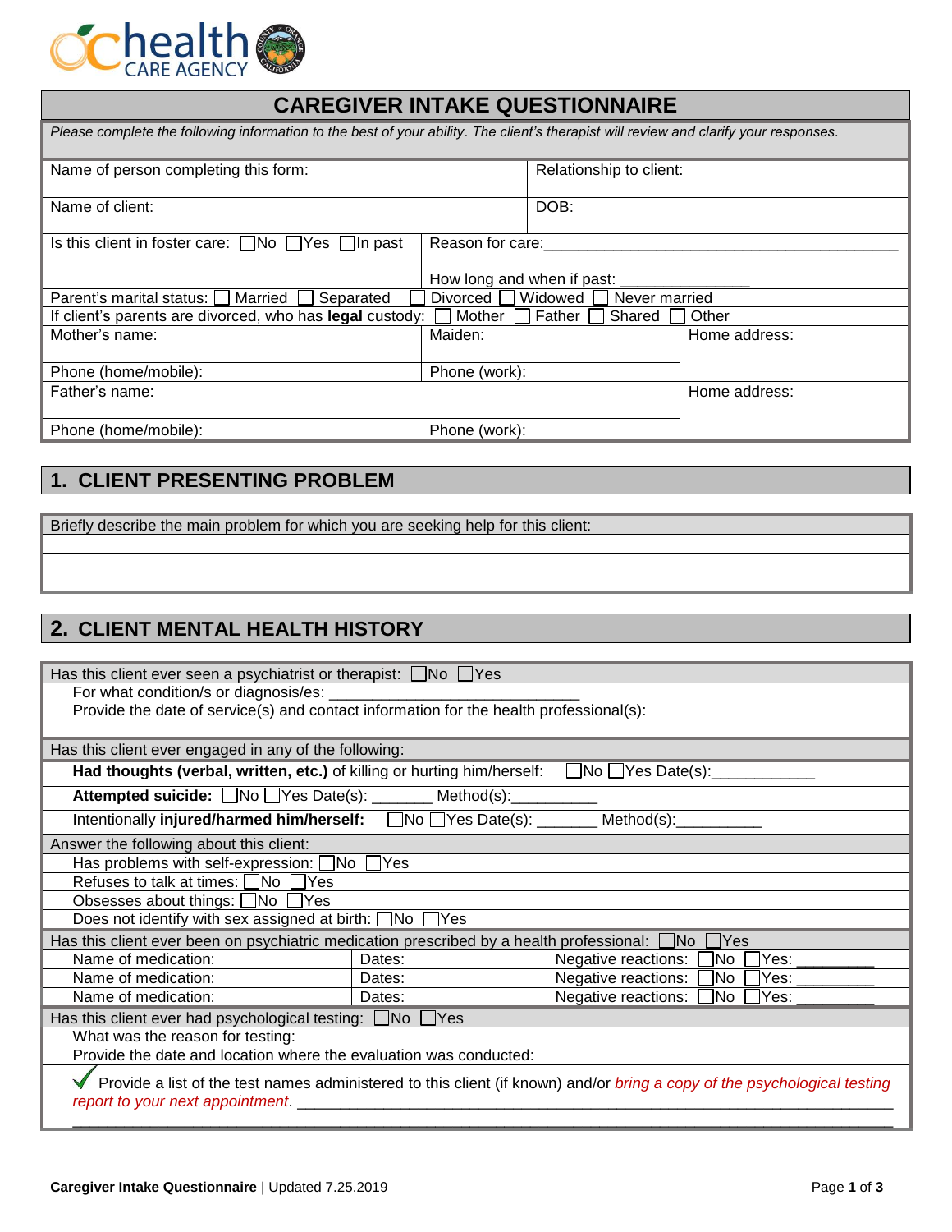health CARE AGENCY

# CAREGIVER INTAKE QUESTIONNAIRE

*Please complete the following information to the best of your ability. The client's therapist will review and clarify your responses.*

| | | |
|---|---|---|
| Name of person completing this form: | | Relationship to client: |
| Name of client: | | DOB: |
| Is this client in foster care: ☐No ☐Yes ☐In past | Reason for care:___________________________ How long and when if past: ______________ | |
| Parent's marital status: ☐ Married ☐ Separated ☐ Divorced ☐ Widowed ☐ Never married | | |
| If client's parents are divorced, who has **legal** custody: ☐ Mother ☐ Father ☐ Shared ☐ Other | | |
| Mother's name: | Maiden: | Home address: |
| Phone (home/mobile): | Phone (work): | |
| Father's name: | | Home address: |
| Phone (home/mobile): | Phone (work): | |

## 1. CLIENT PRESENTING PROBLEM

Briefly describe the main problem for which you are seeking help for this client:

______________________________________________________________

______________________________________________________________

______________________________________________________________

## 2. CLIENT MENTAL HEALTH HISTORY

Has this client ever seen a psychiatrist or therapist: ☐No ☐Yes

For what condition/s or diagnosis/es: ____________________________

Provide the date of service(s) and contact information for the health professional(s):

Has this client ever engaged in any of the following:

**Had thoughts (verbal, written, etc.)** of killing or hurting him/herself: ☐No ☐Yes Date(s):___________

**Attempted suicide:** ☐No ☐Yes Date(s): _______ Method(s):__________

Intentionally **injured/harmed him/herself:** ☐No ☐Yes Date(s): _______ Method(s):__________

Answer the following about this client:

- Has problems with self-expression: ☐No ☐Yes
- Refuses to talk at times: ☐No ☐Yes
- Obsesses about things: ☐No ☐Yes
- Does not identify with sex assigned at birth: ☐No ☐Yes

Has this client ever been on psychiatric medication prescribed by a health professional: ☐No ☐Yes

| Name of medication: | Dates: | Negative reactions: ☐No ☐Yes: _________ |
|---|---|---|
| Name of medication: | Dates: | Negative reactions: ☐No ☐Yes: _________ |
| Name of medication: | Dates: | Negative reactions: ☐No ☐Yes: _________ |

Has this client ever had psychological testing: ☐No ☐Yes

What was the reason for testing:

Provide the date and location where the evaluation was conducted:

✓ Provide a list of the test names administered to this client (if known) and/or *bring a copy of the psychological testing report to your next appointment*. ______________________________________________

______________________________________________________________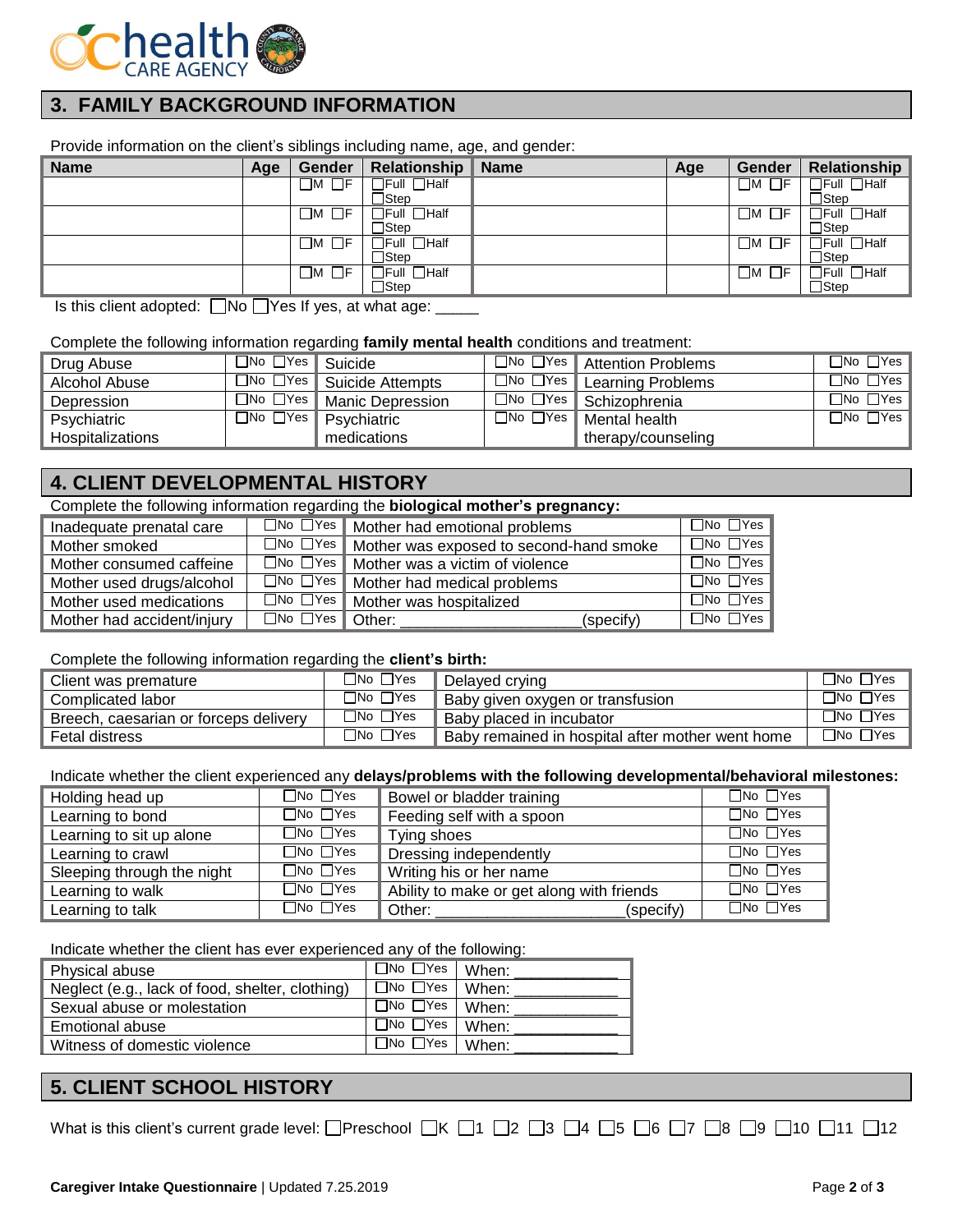## 3. FAMILY BACKGROUND INFORMATION

Provide information on the client's siblings including name, age, and gender:

| Name | Age | Gender | Relationship | Name | Age | Gender | Relationship |
|---|---|---|---|---|---|---|---|
| | | ☐M ☐F | ☐Full ☐Half ☐Step | | | ☐M ☐F | ☐Full ☐Half ☐Step |
| | | ☐M ☐F | ☐Full ☐Half ☐Step | | | ☐M ☐F | ☐Full ☐Half ☐Step |
| | | ☐M ☐F | ☐Full ☐Half ☐Step | | | ☐M ☐F | ☐Full ☐Half ☐Step |
| | | ☐M ☐F | ☐Full ☐Half ☐Step | | | ☐M ☐F | ☐Full ☐Half ☐Step |

Is this client adopted: ☐No ☐Yes If yes, at what age: _____

Complete the following information regarding **family mental health** conditions and treatment:

| | | | | | |
|---|---|---|---|---|---|
| Drug Abuse | ☐No ☐Yes | Suicide | ☐No ☐Yes | Attention Problems | ☐No ☐Yes |
| Alcohol Abuse | ☐No ☐Yes | Suicide Attempts | ☐No ☐Yes | Learning Problems | ☐No ☐Yes |
| Depression | ☐No ☐Yes | Manic Depression | ☐No ☐Yes | Schizophrenia | ☐No ☐Yes |
| Psychiatric Hospitalizations | ☐No ☐Yes | Psychiatric medications | ☐No ☐Yes | Mental health therapy/counseling | ☐No ☐Yes |

## 4. CLIENT DEVELOPMENTAL HISTORY

Complete the following information regarding the **biological mother's pregnancy:**

| | | | |
|---|---|---|---|
| Inadequate prenatal care | ☐No ☐Yes | Mother had emotional problems | ☐No ☐Yes |
| Mother smoked | ☐No ☐Yes | Mother was exposed to second-hand smoke | ☐No ☐Yes |
| Mother consumed caffeine | ☐No ☐Yes | Mother was a victim of violence | ☐No ☐Yes |
| Mother used drugs/alcohol | ☐No ☐Yes | Mother had medical problems | ☐No ☐Yes |
| Mother used medications | ☐No ☐Yes | Mother was hospitalized | ☐No ☐Yes |
| Mother had accident/injury | ☐No ☐Yes | Other: ____________________(specify) | ☐No ☐Yes |

Complete the following information regarding the **client's birth:**

| | | | |
|---|---|---|---|
| Client was premature | ☐No ☐Yes | Delayed crying | ☐No ☐Yes |
| Complicated labor | ☐No ☐Yes | Baby given oxygen or transfusion | ☐No ☐Yes |
| Breech, caesarian or forceps delivery | ☐No ☐Yes | Baby placed in incubator | ☐No ☐Yes |
| Fetal distress | ☐No ☐Yes | Baby remained in hospital after mother went home | ☐No ☐Yes |

Indicate whether the client experienced any **delays/problems with the following developmental/behavioral milestones:**

| | | | |
|---|---|---|---|
| Holding head up | ☐No ☐Yes | Bowel or bladder training | ☐No ☐Yes |
| Learning to bond | ☐No ☐Yes | Feeding self with a spoon | ☐No ☐Yes |
| Learning to sit up alone | ☐No ☐Yes | Tying shoes | ☐No ☐Yes |
| Learning to crawl | ☐No ☐Yes | Dressing independently | ☐No ☐Yes |
| Sleeping through the night | ☐No ☐Yes | Writing his or her name | ☐No ☐Yes |
| Learning to walk | ☐No ☐Yes | Ability to make or get along with friends | ☐No ☐Yes |
| Learning to talk | ☐No ☐Yes | Other: ____________________(specify) | ☐No ☐Yes |

Indicate whether the client has ever experienced any of the following:

| | | |
|---|---|---|
| Physical abuse | ☐No ☐Yes | When: ____________ |
| Neglect (e.g., lack of food, shelter, clothing) | ☐No ☐Yes | When: ____________ |
| Sexual abuse or molestation | ☐No ☐Yes | When: ____________ |
| Emotional abuse | ☐No ☐Yes | When: ____________ |
| Witness of domestic violence | ☐No ☐Yes | When: ____________ |

## 5. CLIENT SCHOOL HISTORY

What is this client's current grade level: ☐Preschool ☐K ☐1 ☐2 ☐3 ☐4 ☐5 ☐6 ☐7 ☐8 ☐9 ☐10 ☐11 ☐12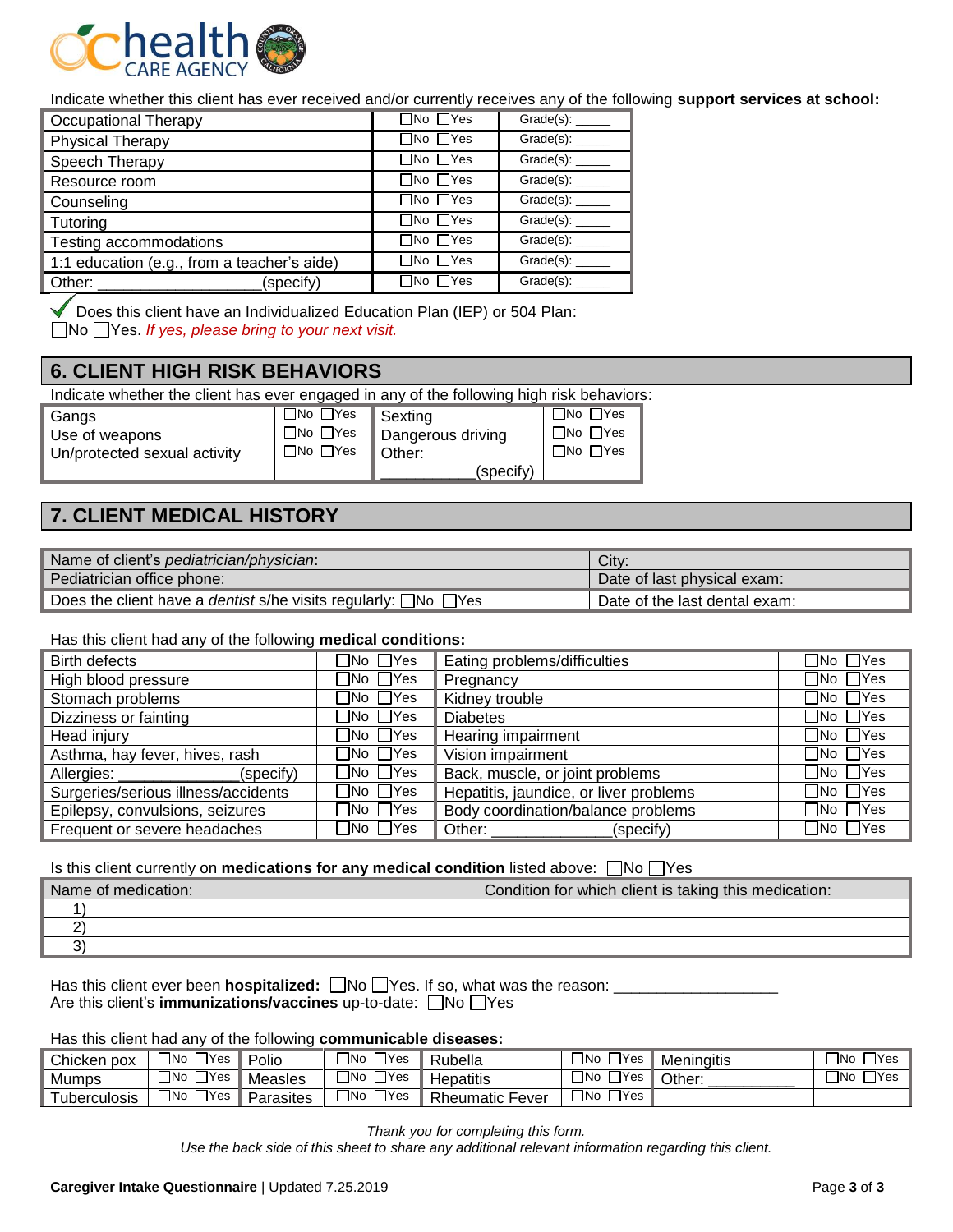Indicate whether this client has ever received and/or currently receives any of the following **support services at school:**

| | | |
|---|---|---|
| Occupational Therapy | ☐No ☐Yes | Grade(s): _____ |
| Physical Therapy | ☐No ☐Yes | Grade(s): _____ |
| Speech Therapy | ☐No ☐Yes | Grade(s): _____ |
| Resource room | ☐No ☐Yes | Grade(s): _____ |
| Counseling | ☐No ☐Yes | Grade(s): _____ |
| Tutoring | ☐No ☐Yes | Grade(s): _____ |
| Testing accommodations | ☐No ☐Yes | Grade(s): _____ |
| 1:1 education (e.g., from a teacher's aide) | ☐No ☐Yes | Grade(s): _____ |
| Other: ___________________(specify) | ☐No ☐Yes | Grade(s): _____ |

✓ Does this client have an Individualized Education Plan (IEP) or 504 Plan:
☐No ☐Yes. *If yes, please bring to your next visit.*

## 6. CLIENT HIGH RISK BEHAVIORS

Indicate whether the client has ever engaged in any of the following high risk behaviors:

| | | | |
|---|---|---|---|
| Gangs | ☐No ☐Yes | Sexting | ☐No ☐Yes |
| Use of weapons | ☐No ☐Yes | Dangerous driving | ☐No ☐Yes |
| Un/protected sexual activity | ☐No ☐Yes | Other: ___________(specify) | ☐No ☐Yes |

## 7. CLIENT MEDICAL HISTORY

| | |
|---|---|
| Name of client's *pediatrician/physician*: | City: |
| Pediatrician office phone: | Date of last physical exam: |
| Does the client have a *dentist* s/he visits regularly: ☐No ☐Yes | Date of the last dental exam: |

Has this client had any of the following **medical conditions:**

| | | | |
|---|---|---|---|
| Birth defects | ☐No ☐Yes | Eating problems/difficulties | ☐No ☐Yes |
| High blood pressure | ☐No ☐Yes | Pregnancy | ☐No ☐Yes |
| Stomach problems | ☐No ☐Yes | Kidney trouble | ☐No ☐Yes |
| Dizziness or fainting | ☐No ☐Yes | Diabetes | ☐No ☐Yes |
| Head injury | ☐No ☐Yes | Hearing impairment | ☐No ☐Yes |
| Asthma, hay fever, hives, rash | ☐No ☐Yes | Vision impairment | ☐No ☐Yes |
| Allergies: _______________(specify) | ☐No ☐Yes | Back, muscle, or joint problems | ☐No ☐Yes |
| Surgeries/serious illness/accidents | ☐No ☐Yes | Hepatitis, jaundice, or liver problems | ☐No ☐Yes |
| Epilepsy, convulsions, seizures | ☐No ☐Yes | Body coordination/balance problems | ☐No ☐Yes |
| Frequent or severe headaches | ☐No ☐Yes | Other: _____________(specify) | ☐No ☐Yes |

Is this client currently on **medications for any medical condition** listed above: ☐No ☐Yes

| Name of medication: | Condition for which client is taking this medication: |
|---|---|
| 1) | |
| 2) | |
| 3) | |

Has this client ever been **hospitalized:** ☐No ☐Yes. If so, what was the reason: ___________________
Are this client's **immunizations/vaccines** up-to-date: ☐No ☐Yes

Has this client had any of the following **communicable diseases:**

| | | | | | | | |
|---|---|---|---|---|---|---|---|
| Chicken pox | ☐No ☐Yes | Polio | ☐No ☐Yes | Rubella | ☐No ☐Yes | Meningitis | ☐No ☐Yes |
| Mumps | ☐No ☐Yes | Measles | ☐No ☐Yes | Hepatitis | ☐No ☐Yes | Other: __________ | ☐No ☐Yes |
| Tuberculosis | ☐No ☐Yes | Parasites | ☐No ☐Yes | Rheumatic Fever | ☐No ☐Yes | | |

*Thank you for completing this form.*
*Use the back side of this sheet to share any additional relevant information regarding this client.*